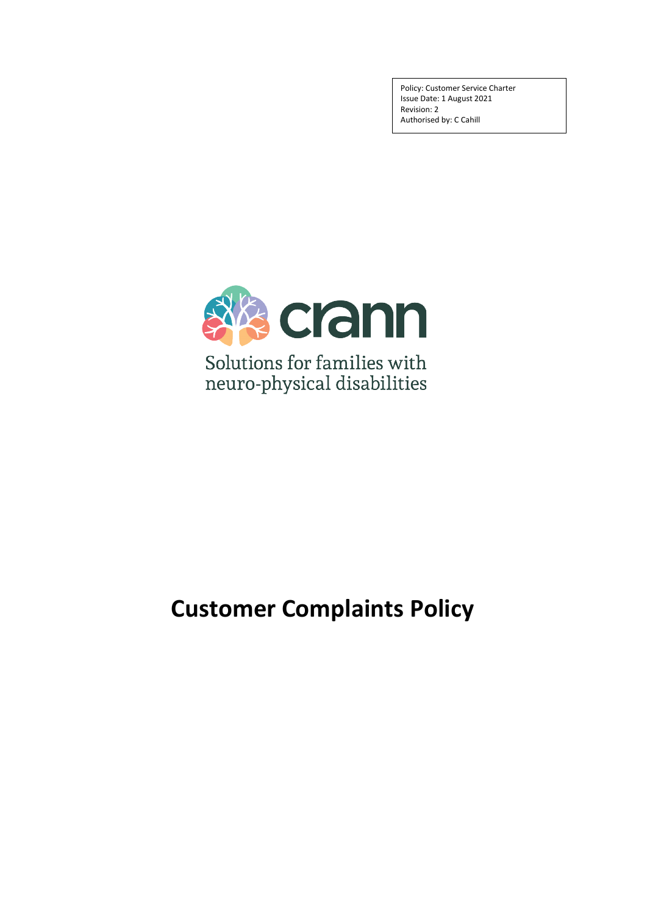Policy: Customer Service Charter
Issue Date: 1 August 2021
Revision: 2
Authorised by: C Cahill

crann

Solutions for families with neuro-physical disabilities

# Customer Complaints Policy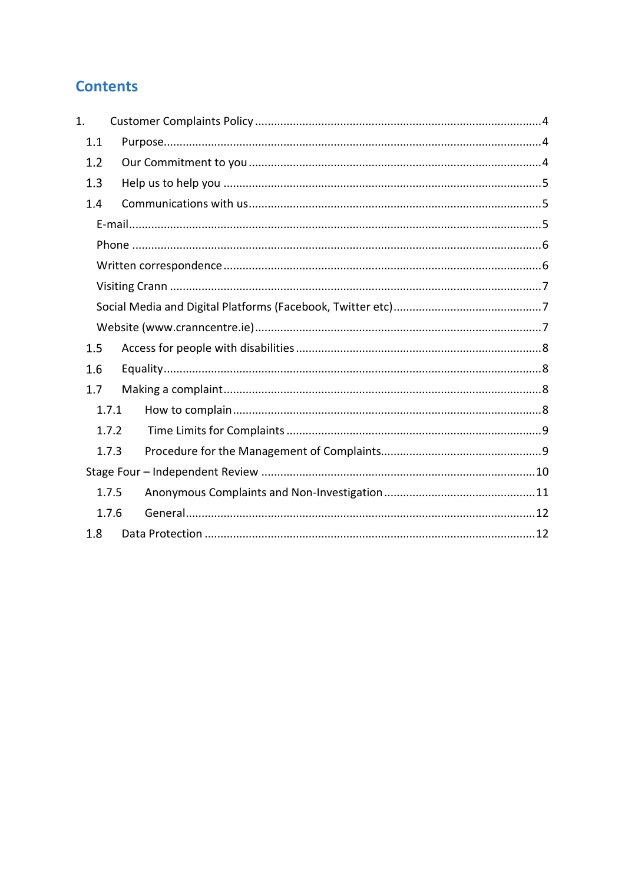# Contents

1. Customer Complaints Policy .......... 4
   - 1.1 Purpose .......... 4
   - 1.2 Our Commitment to you .......... 4
   - 1.3 Help us to help you .......... 5
   - 1.4 Communications with us .......... 5
     - E-mail .......... 5
     - Phone .......... 6
     - Written correspondence .......... 6
     - Visiting Crann .......... 7
     - Social Media and Digital Platforms (Facebook, Twitter etc) .......... 7
     - Website (www.cranncentre.ie) .......... 7
   - 1.5 Access for people with disabilities .......... 8
   - 1.6 Equality .......... 8
   - 1.7 Making a complaint .......... 8
     - 1.7.1 How to complain .......... 8
     - 1.7.2 Time Limits for Complaints .......... 9
     - 1.7.3 Procedure for the Management of Complaints .......... 9
   - Stage Four – Independent Review .......... 10
     - 1.7.5 Anonymous Complaints and Non-Investigation .......... 11
     - 1.7.6 General .......... 12
   - 1.8 Data Protection .......... 12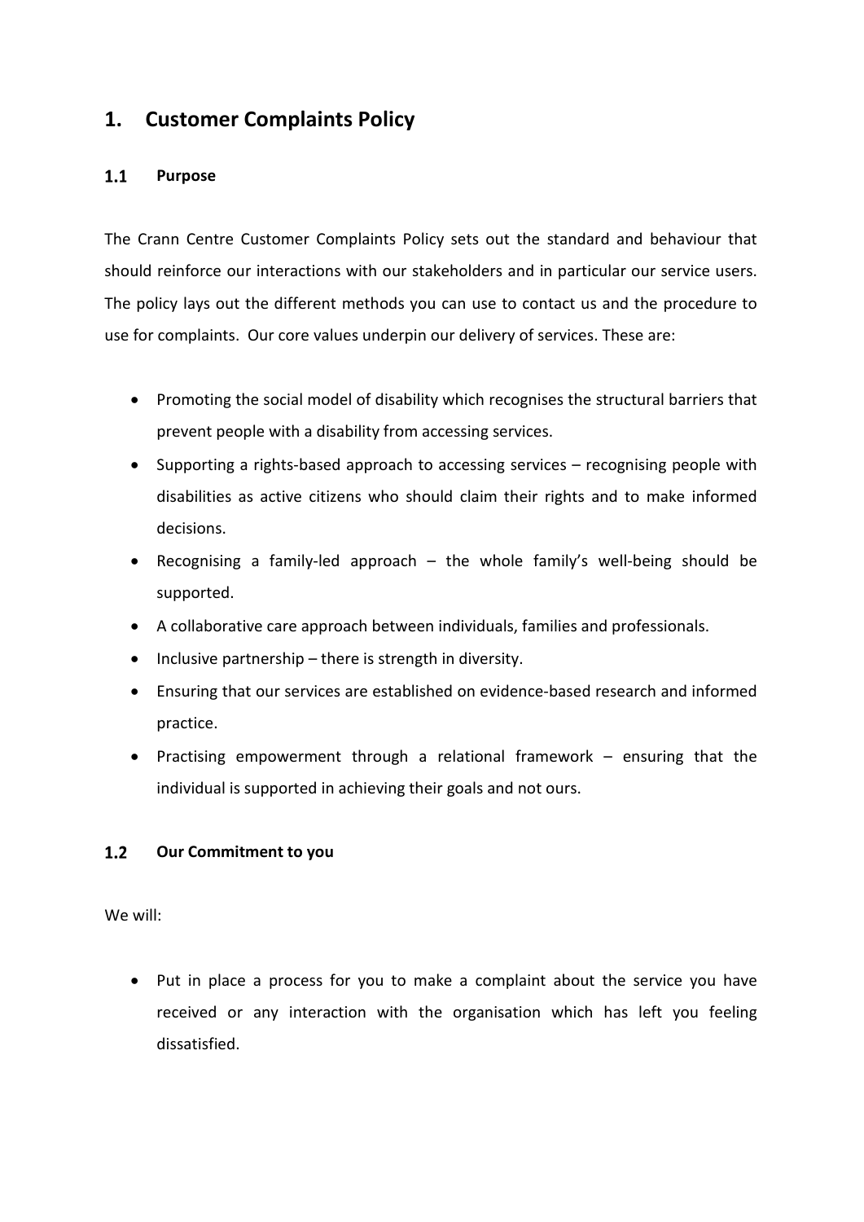# 1. Customer Complaints Policy

## 1.1 Purpose

The Crann Centre Customer Complaints Policy sets out the standard and behaviour that should reinforce our interactions with our stakeholders and in particular our service users. The policy lays out the different methods you can use to contact us and the procedure to use for complaints. Our core values underpin our delivery of services. These are:

- Promoting the social model of disability which recognises the structural barriers that prevent people with a disability from accessing services.
- Supporting a rights-based approach to accessing services – recognising people with disabilities as active citizens who should claim their rights and to make informed decisions.
- Recognising a family-led approach – the whole family's well-being should be supported.
- A collaborative care approach between individuals, families and professionals.
- Inclusive partnership – there is strength in diversity.
- Ensuring that our services are established on evidence-based research and informed practice.
- Practising empowerment through a relational framework – ensuring that the individual is supported in achieving their goals and not ours.

## 1.2 Our Commitment to you

We will:

- Put in place a process for you to make a complaint about the service you have received or any interaction with the organisation which has left you feeling dissatisfied.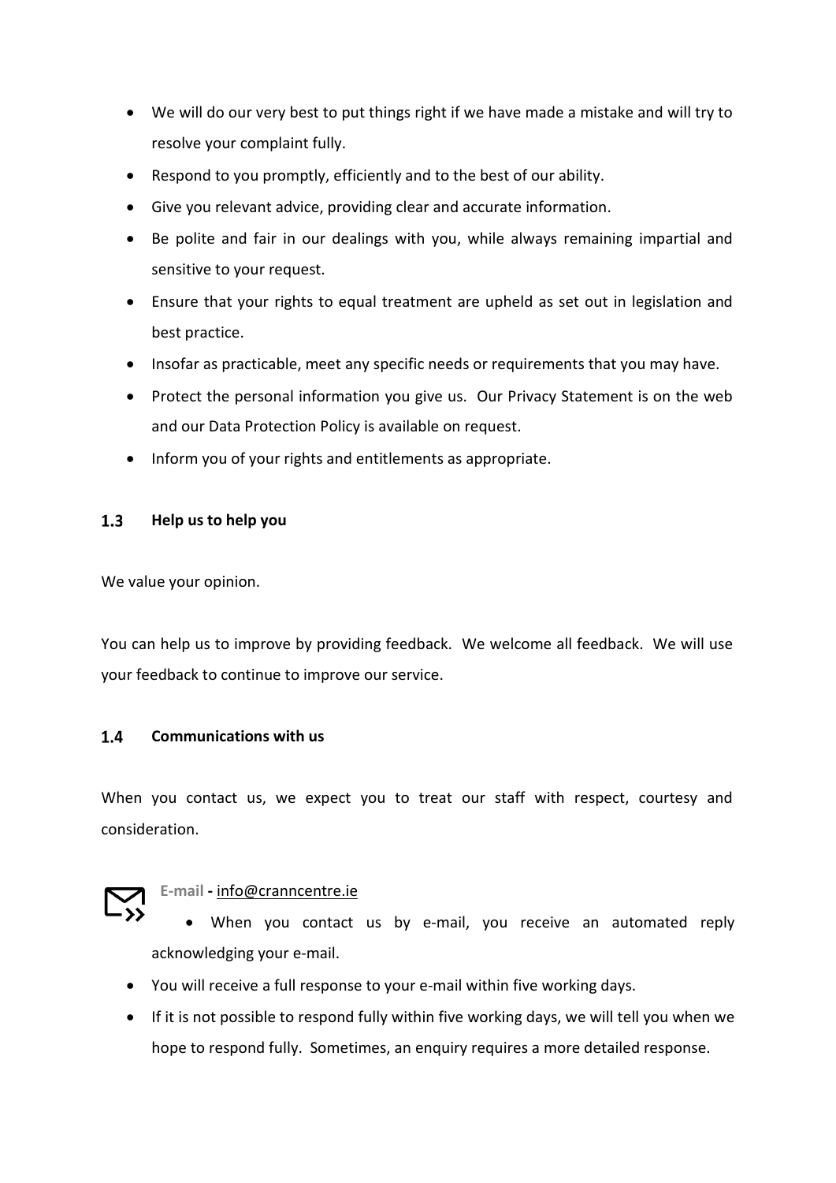- We will do our very best to put things right if we have made a mistake and will try to resolve your complaint fully.
- Respond to you promptly, efficiently and to the best of our ability.
- Give you relevant advice, providing clear and accurate information.
- Be polite and fair in our dealings with you, while always remaining impartial and sensitive to your request.
- Ensure that your rights to equal treatment are upheld as set out in legislation and best practice.
- Insofar as practicable, meet any specific needs or requirements that you may have.
- Protect the personal information you give us. Our Privacy Statement is on the web and our Data Protection Policy is available on request.
- Inform you of your rights and entitlements as appropriate.

### 1.3 Help us to help you

We value your opinion.

You can help us to improve by providing feedback. We welcome all feedback. We will use your feedback to continue to improve our service.

### 1.4 Communications with us

When you contact us, we expect you to treat our staff with respect, courtesy and consideration.

**E-mail** - info@cranncentre.ie

- When you contact us by e-mail, you receive an automated reply acknowledging your e-mail.
- You will receive a full response to your e-mail within five working days.
- If it is not possible to respond fully within five working days, we will tell you when we hope to respond fully. Sometimes, an enquiry requires a more detailed response.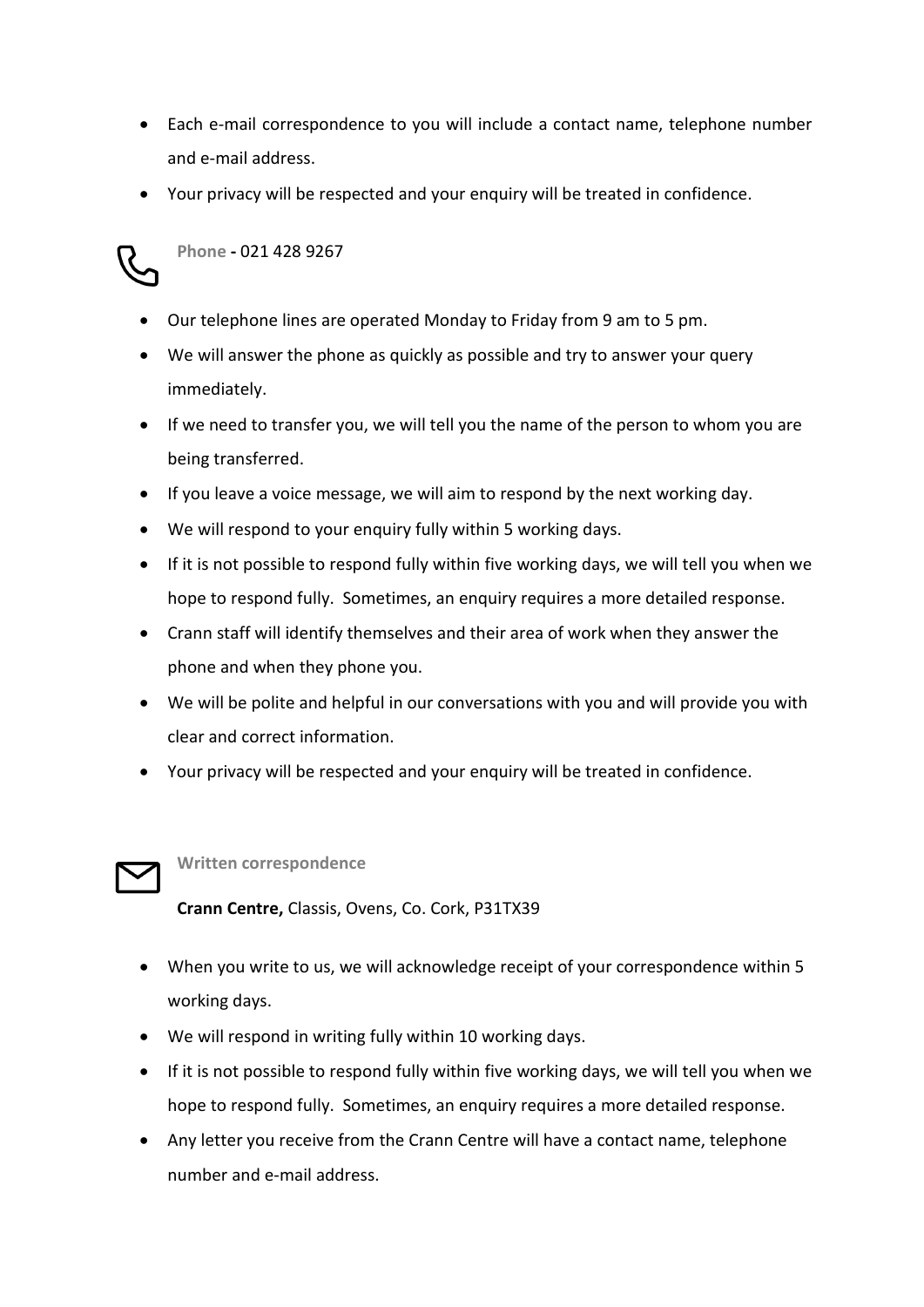- Each e-mail correspondence to you will include a contact name, telephone number and e-mail address.
- Your privacy will be respected and your enquiry will be treated in confidence.

**Phone -** 021 428 9267

- Our telephone lines are operated Monday to Friday from 9 am to 5 pm.
- We will answer the phone as quickly as possible and try to answer your query immediately.
- If we need to transfer you, we will tell you the name of the person to whom you are being transferred.
- If you leave a voice message, we will aim to respond by the next working day.
- We will respond to your enquiry fully within 5 working days.
- If it is not possible to respond fully within five working days, we will tell you when we hope to respond fully. Sometimes, an enquiry requires a more detailed response.
- Crann staff will identify themselves and their area of work when they answer the phone and when they phone you.
- We will be polite and helpful in our conversations with you and will provide you with clear and correct information.
- Your privacy will be respected and your enquiry will be treated in confidence.

**Written correspondence**

**Crann Centre,** Classis, Ovens, Co. Cork, P31TX39

- When you write to us, we will acknowledge receipt of your correspondence within 5 working days.
- We will respond in writing fully within 10 working days.
- If it is not possible to respond fully within five working days, we will tell you when we hope to respond fully. Sometimes, an enquiry requires a more detailed response.
- Any letter you receive from the Crann Centre will have a contact name, telephone number and e-mail address.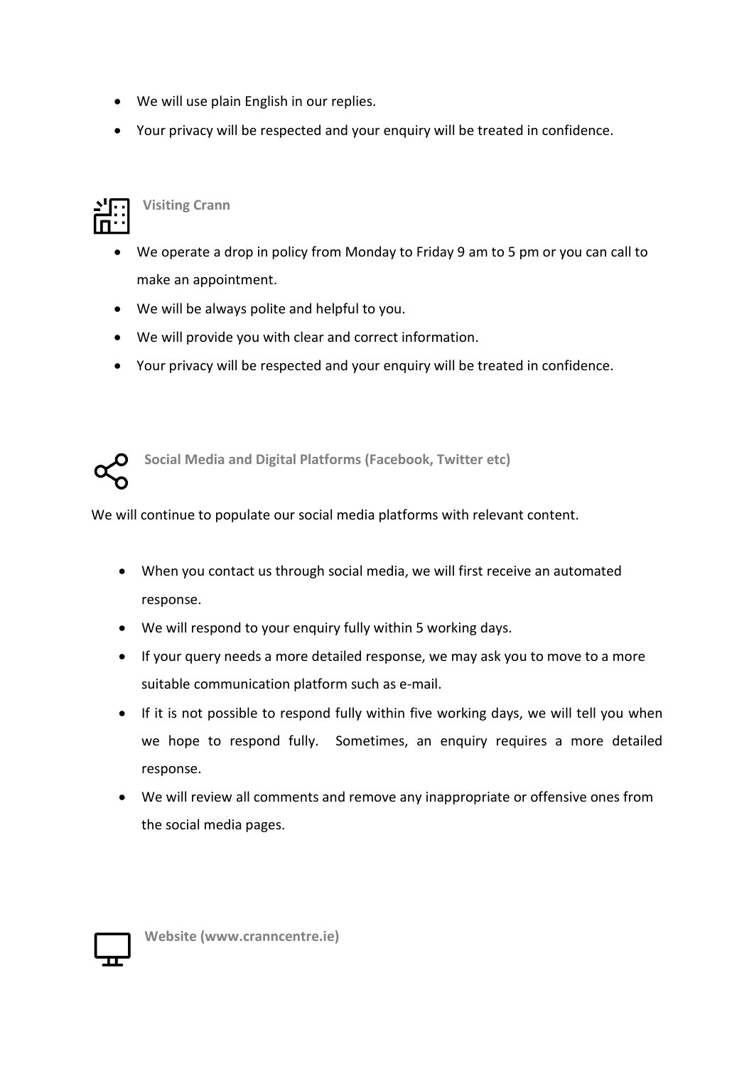- We will use plain English in our replies.
- Your privacy will be respected and your enquiry will be treated in confidence.

### Visiting Crann

- We operate a drop in policy from Monday to Friday 9 am to 5 pm or you can call to make an appointment.
- We will be always polite and helpful to you.
- We will provide you with clear and correct information.
- Your privacy will be respected and your enquiry will be treated in confidence.

### Social Media and Digital Platforms (Facebook, Twitter etc)

We will continue to populate our social media platforms with relevant content.

- When you contact us through social media, we will first receive an automated response.
- We will respond to your enquiry fully within 5 working days.
- If your query needs a more detailed response, we may ask you to move to a more suitable communication platform such as e-mail.
- If it is not possible to respond fully within five working days, we will tell you when we hope to respond fully. Sometimes, an enquiry requires a more detailed response.
- We will review all comments and remove any inappropriate or offensive ones from the social media pages.

### Website (www.cranncentre.ie)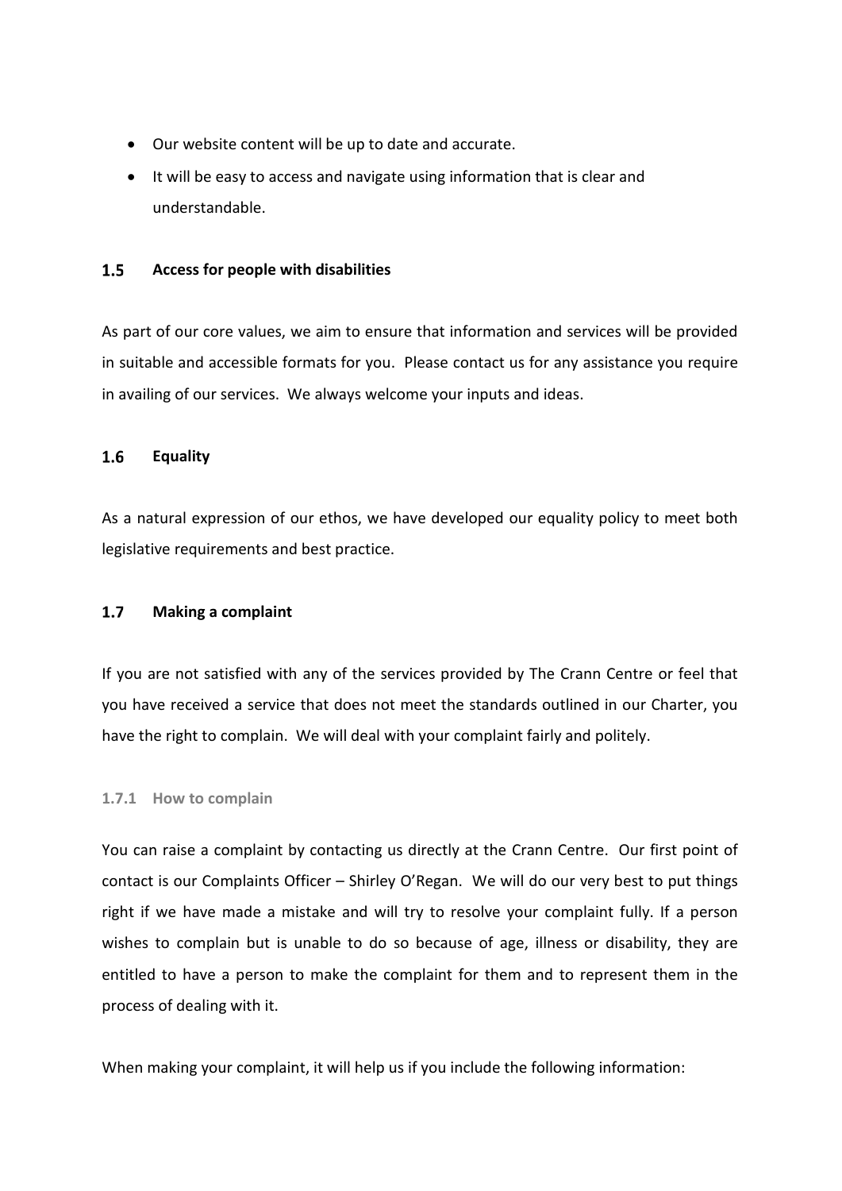- Our website content will be up to date and accurate.
- It will be easy to access and navigate using information that is clear and understandable.

## 1.5 Access for people with disabilities

As part of our core values, we aim to ensure that information and services will be provided in suitable and accessible formats for you. Please contact us for any assistance you require in availing of our services. We always welcome your inputs and ideas.

## 1.6 Equality

As a natural expression of our ethos, we have developed our equality policy to meet both legislative requirements and best practice.

## 1.7 Making a complaint

If you are not satisfied with any of the services provided by The Crann Centre or feel that you have received a service that does not meet the standards outlined in our Charter, you have the right to complain. We will deal with your complaint fairly and politely.

### 1.7.1 How to complain

You can raise a complaint by contacting us directly at the Crann Centre. Our first point of contact is our Complaints Officer – Shirley O'Regan. We will do our very best to put things right if we have made a mistake and will try to resolve your complaint fully. If a person wishes to complain but is unable to do so because of age, illness or disability, they are entitled to have a person to make the complaint for them and to represent them in the process of dealing with it.

When making your complaint, it will help us if you include the following information: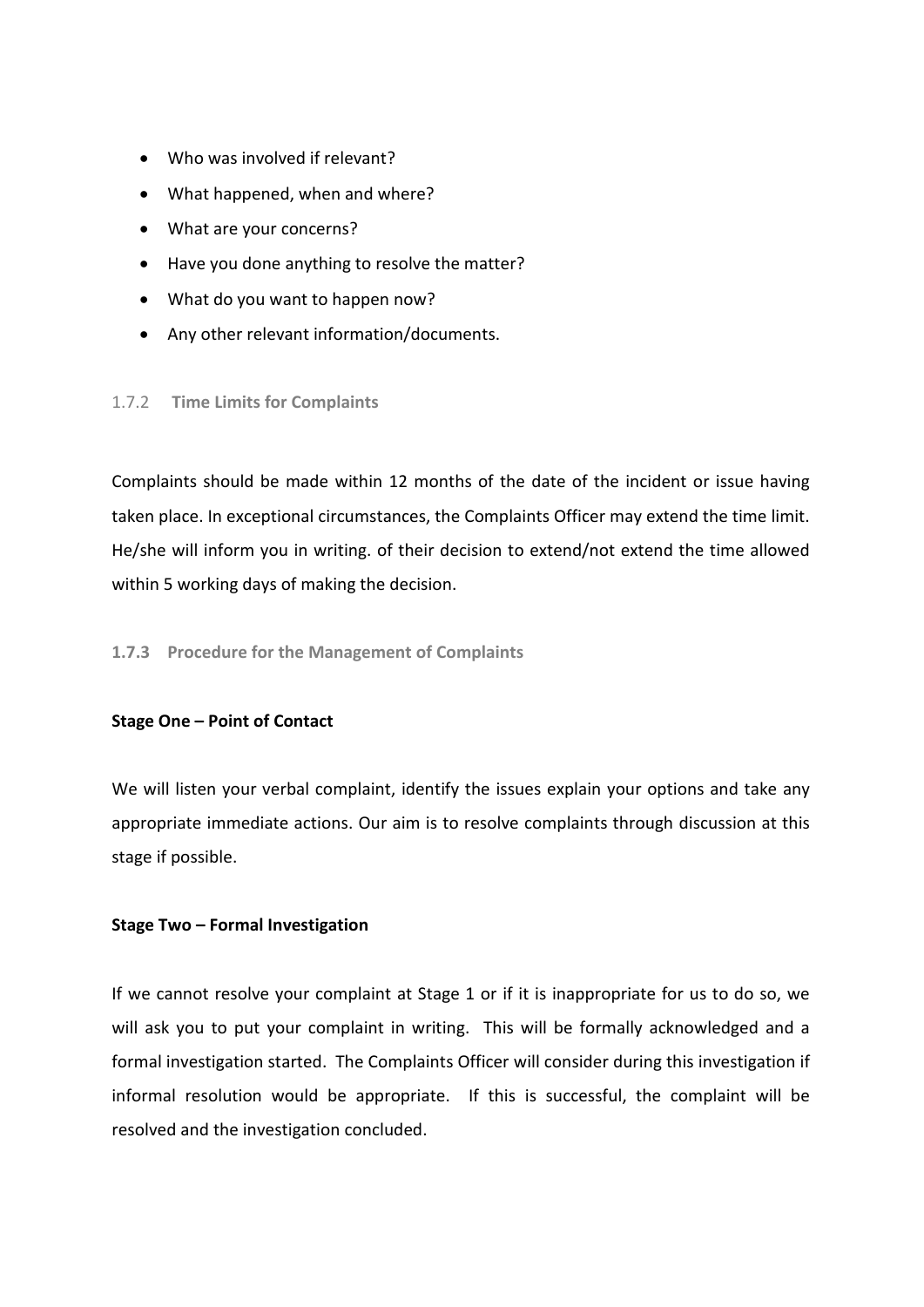- Who was involved if relevant?
- What happened, when and where?
- What are your concerns?
- Have you done anything to resolve the matter?
- What do you want to happen now?
- Any other relevant information/documents.

### 1.7.2 Time Limits for Complaints

Complaints should be made within 12 months of the date of the incident or issue having taken place. In exceptional circumstances, the Complaints Officer may extend the time limit. He/she will inform you in writing. of their decision to extend/not extend the time allowed within 5 working days of making the decision.

### 1.7.3 Procedure for the Management of Complaints

**Stage One – Point of Contact**

We will listen your verbal complaint, identify the issues explain your options and take any appropriate immediate actions. Our aim is to resolve complaints through discussion at this stage if possible.

**Stage Two – Formal Investigation**

If we cannot resolve your complaint at Stage 1 or if it is inappropriate for us to do so, we will ask you to put your complaint in writing. This will be formally acknowledged and a formal investigation started. The Complaints Officer will consider during this investigation if informal resolution would be appropriate. If this is successful, the complaint will be resolved and the investigation concluded.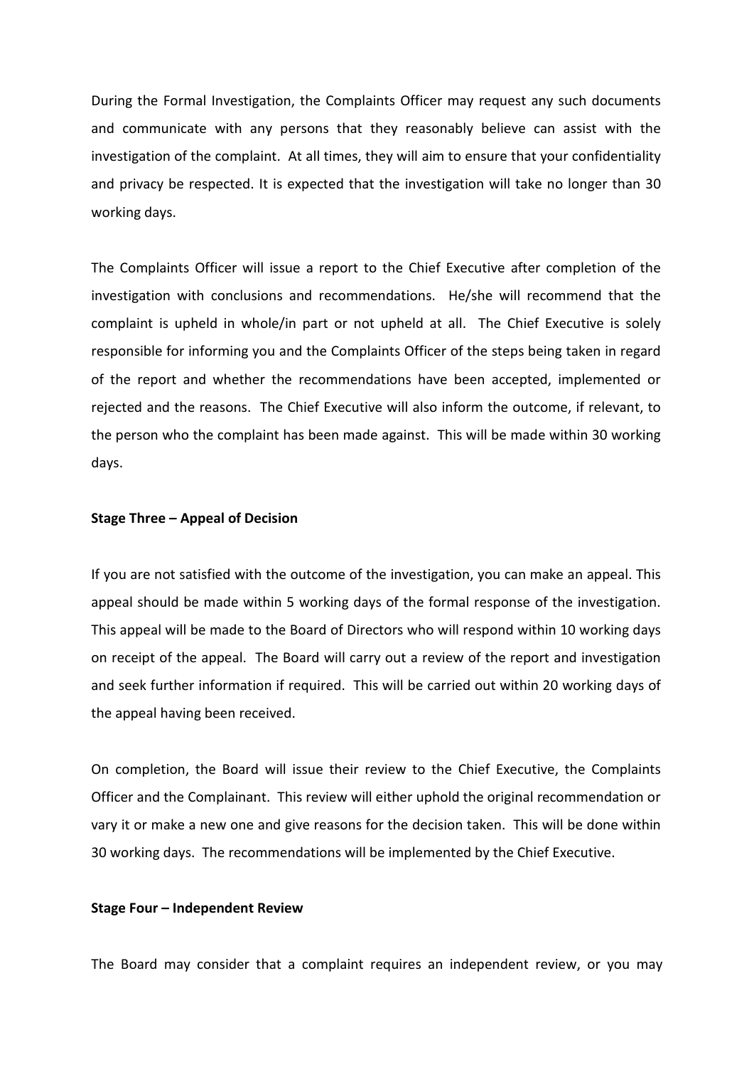During the Formal Investigation, the Complaints Officer may request any such documents and communicate with any persons that they reasonably believe can assist with the investigation of the complaint. At all times, they will aim to ensure that your confidentiality and privacy be respected. It is expected that the investigation will take no longer than 30 working days.

The Complaints Officer will issue a report to the Chief Executive after completion of the investigation with conclusions and recommendations. He/she will recommend that the complaint is upheld in whole/in part or not upheld at all. The Chief Executive is solely responsible for informing you and the Complaints Officer of the steps being taken in regard of the report and whether the recommendations have been accepted, implemented or rejected and the reasons. The Chief Executive will also inform the outcome, if relevant, to the person who the complaint has been made against. This will be made within 30 working days.

**Stage Three – Appeal of Decision**

If you are not satisfied with the outcome of the investigation, you can make an appeal. This appeal should be made within 5 working days of the formal response of the investigation. This appeal will be made to the Board of Directors who will respond within 10 working days on receipt of the appeal. The Board will carry out a review of the report and investigation and seek further information if required. This will be carried out within 20 working days of the appeal having been received.

On completion, the Board will issue their review to the Chief Executive, the Complaints Officer and the Complainant. This review will either uphold the original recommendation or vary it or make a new one and give reasons for the decision taken. This will be done within 30 working days. The recommendations will be implemented by the Chief Executive.

**Stage Four – Independent Review**

The Board may consider that a complaint requires an independent review, or you may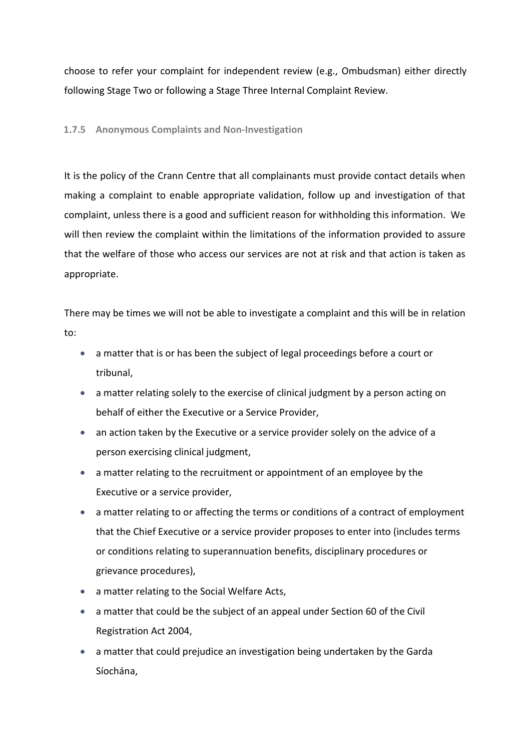choose to refer your complaint for independent review (e.g., Ombudsman) either directly following Stage Two or following a Stage Three Internal Complaint Review.

### 1.7.5 Anonymous Complaints and Non-Investigation

It is the policy of the Crann Centre that all complainants must provide contact details when making a complaint to enable appropriate validation, follow up and investigation of that complaint, unless there is a good and sufficient reason for withholding this information. We will then review the complaint within the limitations of the information provided to assure that the welfare of those who access our services are not at risk and that action is taken as appropriate.

There may be times we will not be able to investigate a complaint and this will be in relation to:

- a matter that is or has been the subject of legal proceedings before a court or tribunal,
- a matter relating solely to the exercise of clinical judgment by a person acting on behalf of either the Executive or a Service Provider,
- an action taken by the Executive or a service provider solely on the advice of a person exercising clinical judgment,
- a matter relating to the recruitment or appointment of an employee by the Executive or a service provider,
- a matter relating to or affecting the terms or conditions of a contract of employment that the Chief Executive or a service provider proposes to enter into (includes terms or conditions relating to superannuation benefits, disciplinary procedures or grievance procedures),
- a matter relating to the Social Welfare Acts,
- a matter that could be the subject of an appeal under Section 60 of the Civil Registration Act 2004,
- a matter that could prejudice an investigation being undertaken by the Garda Síochána,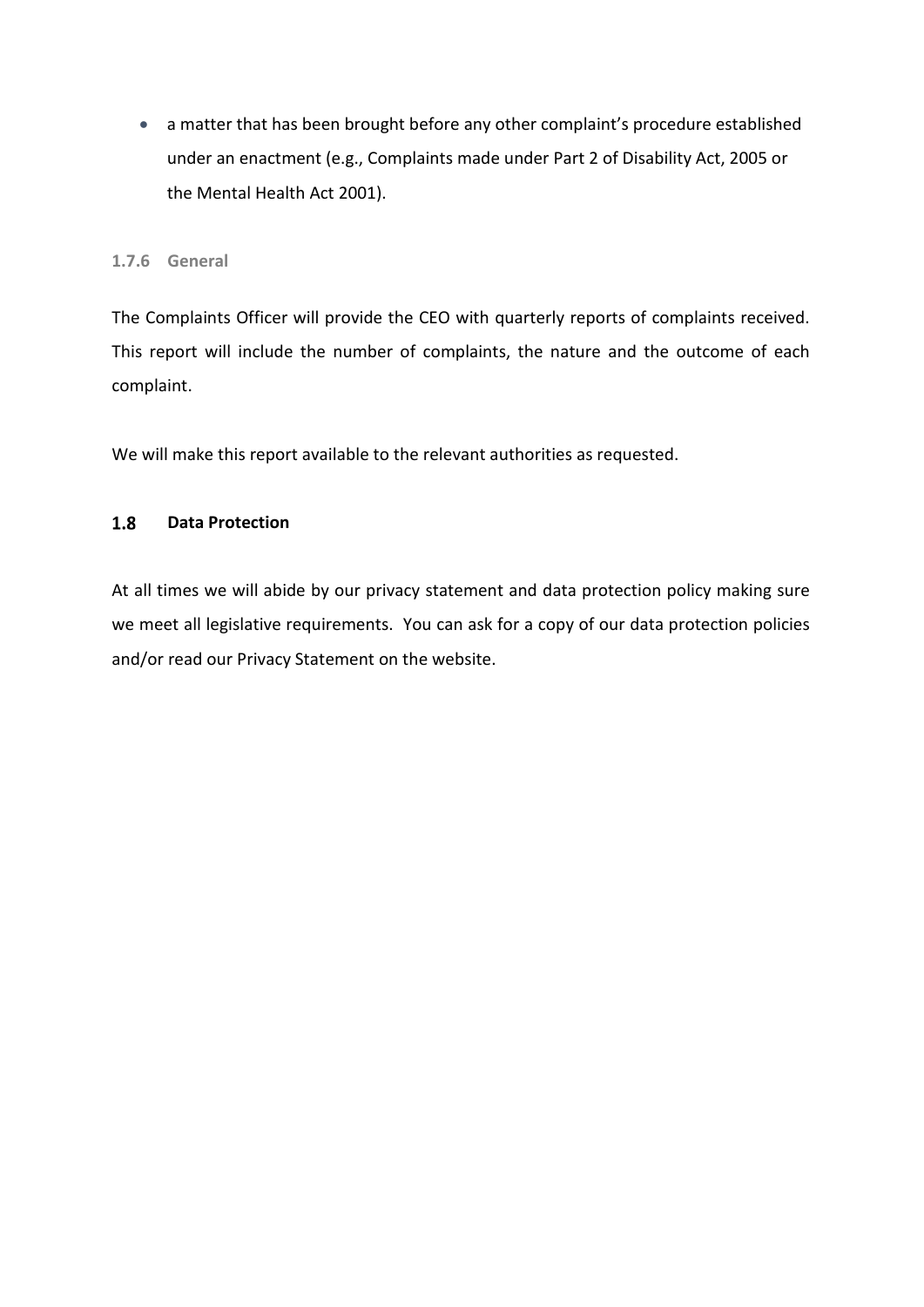- a matter that has been brought before any other complaint's procedure established under an enactment (e.g., Complaints made under Part 2 of Disability Act, 2005 or the Mental Health Act 2001).

#### 1.7.6 General

The Complaints Officer will provide the CEO with quarterly reports of complaints received. This report will include the number of complaints, the nature and the outcome of each complaint.

We will make this report available to the relevant authorities as requested.

### 1.8 Data Protection

At all times we will abide by our privacy statement and data protection policy making sure we meet all legislative requirements. You can ask for a copy of our data protection policies and/or read our Privacy Statement on the website.